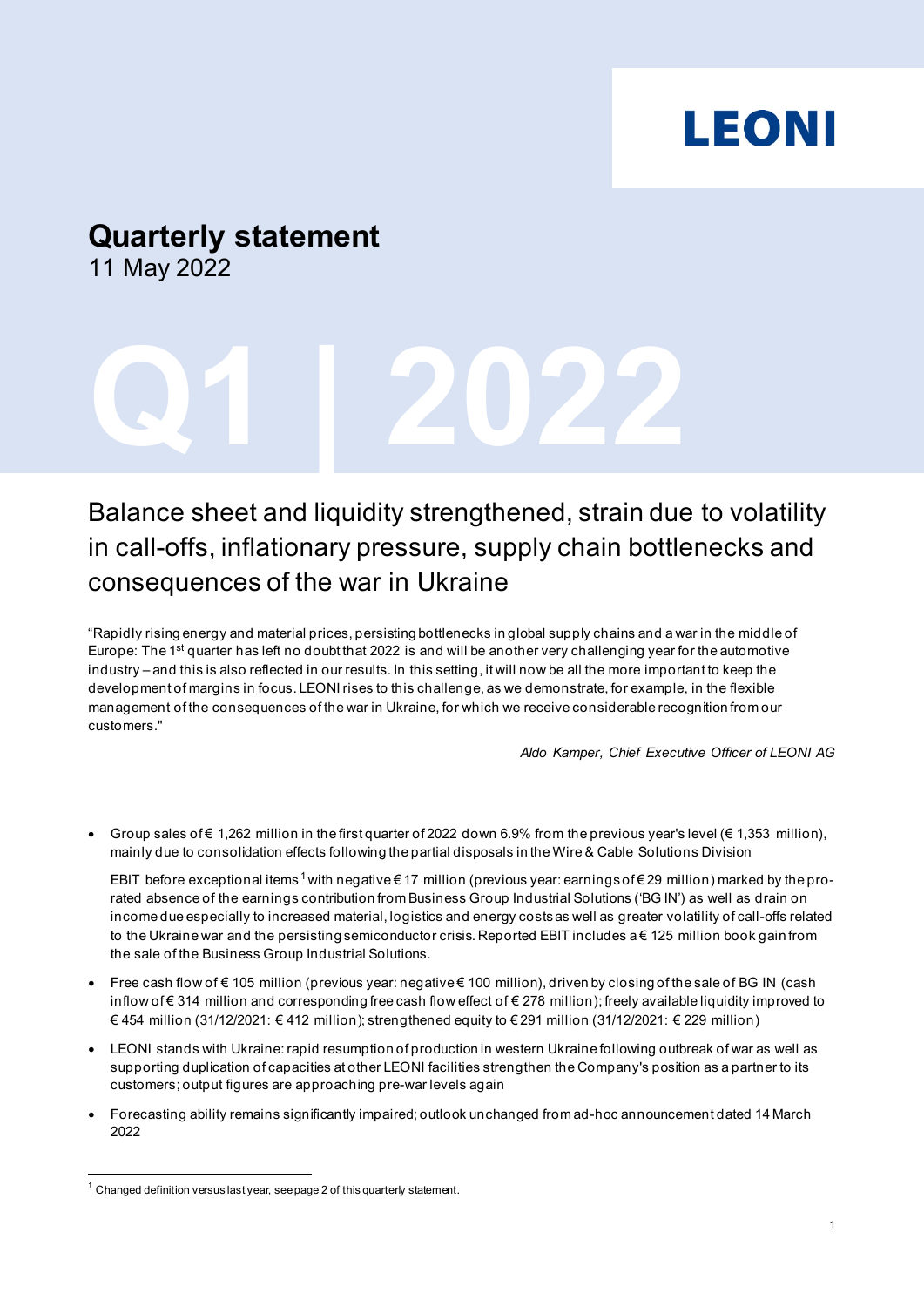LEONI

# Quarterly statement

11 May 2022

# Q1 | 2022

## Balance sheet and liquidity strengthened, strain due to volatility in call-offs, inflationary pressure, supply chain bottlenecks and consequences of the war in Ukraine

"Rapidly rising energy and material prices, persisting bottlenecks in global supply chains and a war in the middle of Europe: The 1st quarter has left no doubt that 2022 is and will be another very challenging year for the automotive industry – and this is also reflected in our results. In this setting, it will now be all the more important to keep the development of margins in focus. LEONI rises to this challenge, as we demonstrate, for example, in the flexible management of the consequences of the war in Ukraine, for which we receive considerable recognition from our customers."

*Aldo Kamper, Chief Executive Officer of LEONI AG*

- Group sales of € 1,262 million in the first quarter of 2022 down 6.9% from the previous year's level (€ 1,353 million), mainly due to consolidation effects following the partial disposals in the Wire & Cable Solutions Division

  EBIT before exceptional items [1] with negative € 17 million (previous year: earnings of € 29 million) marked by the pro-rated absence of the earnings contribution from Business Group Industrial Solutions ('BG IN') as well as drain on income due especially to increased material, logistics and energy costs as well as greater volatility of call-offs related to the Ukraine war and the persisting semiconductor crisis. Reported EBIT includes a € 125 million book gain from the sale of the Business Group Industrial Solutions.
- Free cash flow of € 105 million (previous year: negative € 100 million), driven by closing of the sale of BG IN (cash inflow of € 314 million and corresponding free cash flow effect of € 278 million); freely available liquidity improved to € 454 million (31/12/2021: € 412 million); strengthened equity to € 291 million (31/12/2021: € 229 million)
- LEONI stands with Ukraine: rapid resumption of production in western Ukraine following outbreak of war as well as supporting duplication of capacities at other LEONI facilities strengthen the Company's position as a partner to its customers; output figures are approaching pre-war levels again
- Forecasting ability remains significantly impaired; outlook unchanged from ad-hoc announcement dated 14 March 2022

[1] Changed definition versus last year, see page 2 of this quarterly statement.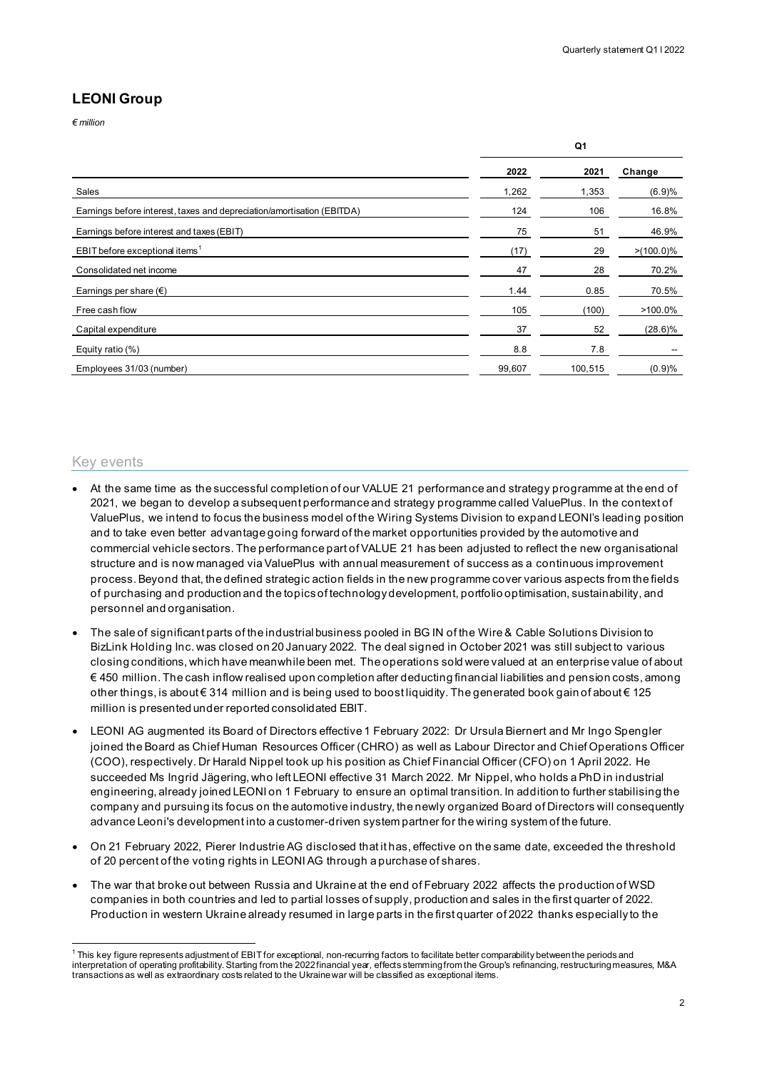## LEONI Group

*€ million*

| | Q1 | | |
|---|---|---|---|
| | 2022 | 2021 | Change |
| Sales | 1,262 | 1,353 | (6.9)% |
| Earnings before interest, taxes and depreciation/amortisation (EBITDA) | 124 | 106 | 16.8% |
| Earnings before interest and taxes (EBIT) | 75 | 51 | 46.9% |
| EBIT before exceptional items[1] | (17) | 29 | >(100.0)% |
| Consolidated net income | 47 | 28 | 70.2% |
| Earnings per share (€) | 1.44 | 0.85 | 70.5% |
| Free cash flow | 105 | (100) | >100.0% |
| Capital expenditure | 37 | 52 | (28.6)% |
| Equity ratio (%) | 8.8 | 7.8 | -- |
| Employees 31/03 (number) | 99,607 | 100,515 | (0.9)% |

## Key events

- At the same time as the successful completion of our VALUE 21 performance and strategy programme at the end of 2021, we began to develop a subsequent performance and strategy programme called ValuePlus. In the context of ValuePlus, we intend to focus the business model of the Wiring Systems Division to expand LEONI's leading position and to take even better advantage going forward of the market opportunities provided by the automotive and commercial vehicle sectors. The performance part of VALUE 21 has been adjusted to reflect the new organisational structure and is now managed via ValuePlus with annual measurement of success as a continuous improvement process. Beyond that, the defined strategic action fields in the new programme cover various aspects from the fields of purchasing and production and the topics of technology development, portfolio optimisation, sustainability, and personnel and organisation.
- The sale of significant parts of the industrial business pooled in BG IN of the Wire & Cable Solutions Division to BizLink Holding Inc. was closed on 20 January 2022. The deal signed in October 2021 was still subject to various closing conditions, which have meanwhile been met. The operations sold were valued at an enterprise value of about € 450 million. The cash inflow realised upon completion after deducting financial liabilities and pension costs, among other things, is about € 314 million and is being used to boost liquidity. The generated book gain of about € 125 million is presented under reported consolidated EBIT.
- LEONI AG augmented its Board of Directors effective 1 February 2022: Dr Ursula Biernert and Mr Ingo Spengler joined the Board as Chief Human Resources Officer (CHRO) as well as Labour Director and Chief Operations Officer (COO), respectively. Dr Harald Nippel took up his position as Chief Financial Officer (CFO) on 1 April 2022. He succeeded Ms Ingrid Jägering, who left LEONI effective 31 March 2022. Mr Nippel, who holds a PhD in industrial engineering, already joined LEONI on 1 February to ensure an optimal transition. In addition to further stabilising the company and pursuing its focus on the automotive industry, the newly organized Board of Directors will consequently advance Leoni's development into a customer-driven system partner for the wiring system of the future.
- On 21 February 2022, Pierer Industrie AG disclosed that it has, effective on the same date, exceeded the threshold of 20 percent of the voting rights in LEONI AG through a purchase of shares.
- The war that broke out between Russia and Ukraine at the end of February 2022 affects the production of WSD companies in both countries and led to partial losses of supply, production and sales in the first quarter of 2022. Production in western Ukraine already resumed in large parts in the first quarter of 2022 thanks especially to the

[1] This key figure represents adjustment of EBIT for exceptional, non-recurring factors to facilitate better comparability between the periods and interpretation of operating profitability. Starting from the 2022 financial year, effects stemming from the Group's refinancing, restructuring measures, M&A transactions as well as extraordinary costs related to the Ukraine war will be classified as exceptional items.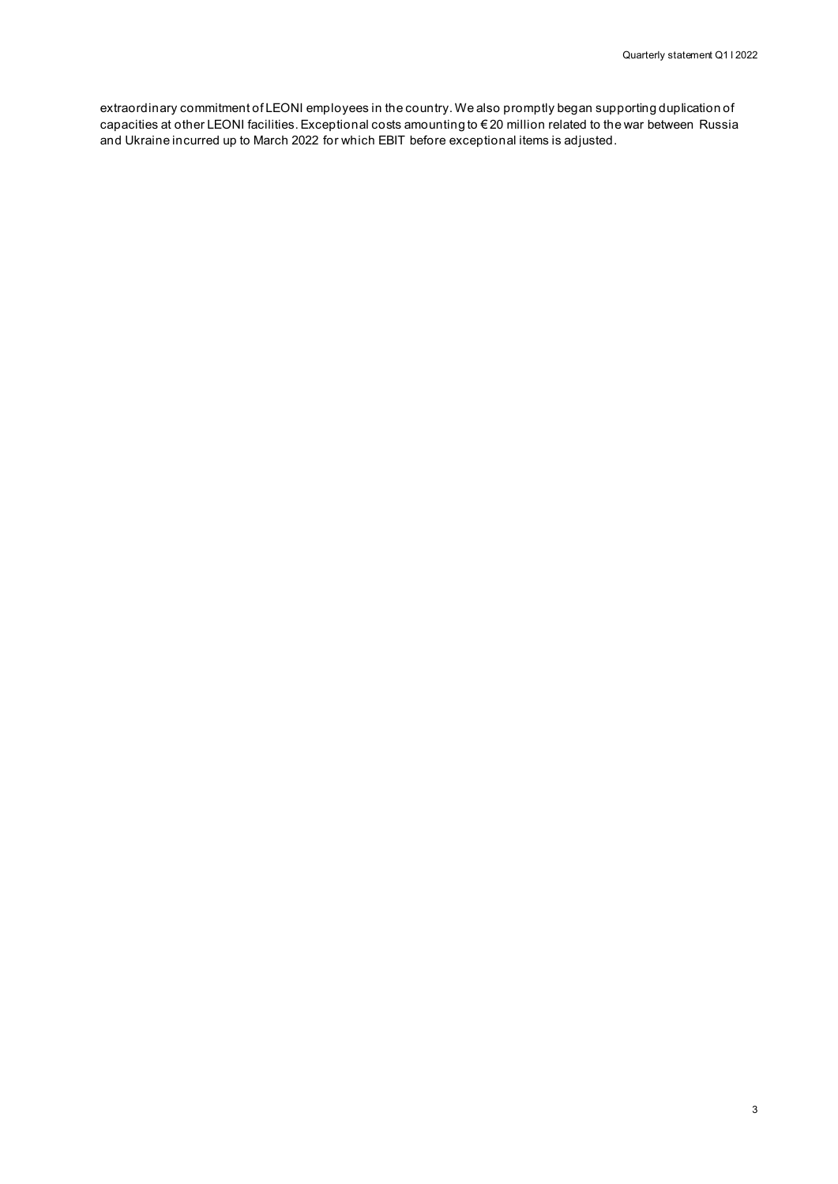extraordinary commitment of LEONI employees in the country. We also promptly began supporting duplication of capacities at other LEONI facilities. Exceptional costs amounting to € 20 million related to the war between Russia and Ukraine incurred up to March 2022 for which EBIT before exceptional items is adjusted.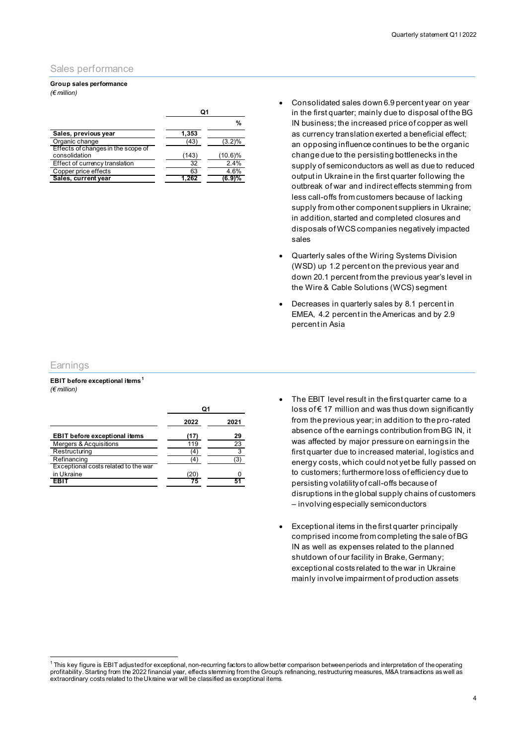## Sales performance

**Group sales performance**
*(€ million)*

| | Q1 | |
|---|---|---|
| | | % |
| **Sales, previous year** | **1,353** | |
| Organic change | (43) | (3.2)% |
| Effects of changes in the scope of consolidation | (143) | (10.6)% |
| Effect of currency translation | 32 | 2.4% |
| Copper price effects | 63 | 4.6% |
| **Sales, current year** | **1,262** | **(6.9)%** |

- Consolidated sales down 6.9 percent year on year in the first quarter; mainly due to disposal of the BG IN business; the increased price of copper as well as currency translation exerted a beneficial effect; an opposing influence continues to be the organic change due to the persisting bottlenecks in the supply of semiconductors as well as due to reduced output in Ukraine in the first quarter following the outbreak of war and indirect effects stemming from less call-offs from customers because of lacking supply from other component suppliers in Ukraine; in addition, started and completed closures and disposals of WCS companies negatively impacted sales
- Quarterly sales of the Wiring Systems Division (WSD) up 1.2 percent on the previous year and down 20.1 percent from the previous year's level in the Wire & Cable Solutions (WCS) segment
- Decreases in quarterly sales by 8.1 percent in EMEA, 4.2 percent in the Americas and by 2.9 percent in Asia

## Earnings

**EBIT before exceptional items**[1]
*(€ million)*

| | Q1 | |
|---|---|---|
| | 2022 | 2021 |
| **EBIT before exceptional items** | **(17)** | **29** |
| Mergers & Acquisitions | 119 | 23 |
| Restructuring | (4) | 3 |
| Refinancing | (4) | (3) |
| Exceptional costs related to the war in Ukraine | (20) | 0 |
| **EBIT** | **75** | **51** |

- The EBIT level result in the first quarter came to a loss of € 17 million and was thus down significantly from the previous year; in addition to the pro-rated absence of the earnings contribution from BG IN, it was affected by major pressure on earnings in the first quarter due to increased material, logistics and energy costs, which could not yet be fully passed on to customers; furthermore loss of efficiency due to persisting volatility of call-offs because of disruptions in the global supply chains of customers – involving especially semiconductors
- Exceptional items in the first quarter principally comprised income from completing the sale of BG IN as well as expenses related to the planned shutdown of our facility in Brake, Germany; exceptional costs related to the war in Ukraine mainly involve impairment of production assets

[1] This key figure is EBIT adjusted for exceptional, non-recurring factors to allow better comparison between periods and interpretation of the operating profitability. Starting from the 2022 financial year, effects stemming from the Group's refinancing, restructuring measures, M&A transactions as well as extraordinary costs related to the Ukraine war will be classified as exceptional items.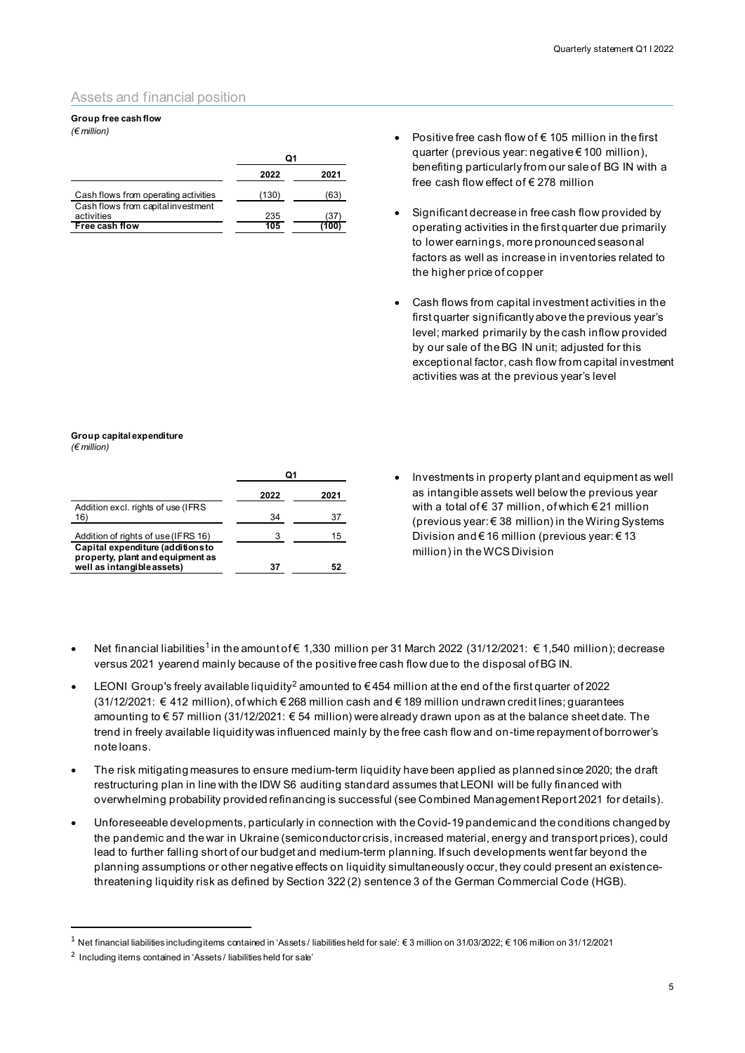## Assets and financial position

**Group free cash flow**
*(€ million)*

| | Q1 | |
|---|---|---|
| | **2022** | **2021** |
| Cash flows from operating activities | (130) | (63) |
| Cash flows from capital investment activities | 235 | (37) |
| **Free cash flow** | **105** | **(100)** |

- Positive free cash flow of € 105 million in the first quarter (previous year: negative € 100 million), benefiting particularly from our sale of BG IN with a free cash flow effect of € 278 million
- Significant decrease in free cash flow provided by operating activities in the first quarter due primarily to lower earnings, more pronounced seasonal factors as well as increase in inventories related to the higher price of copper
- Cash flows from capital investment activities in the first quarter significantly above the previous year's level; marked primarily by the cash inflow provided by our sale of the BG IN unit; adjusted for this exceptional factor, cash flow from capital investment activities was at the previous year's level

**Group capital expenditure**
*(€ million)*

| | Q1 | |
|---|---|---|
| | **2022** | **2021** |
| Addition excl. rights of use (IFRS 16) | 34 | 37 |
| Addition of rights of use (IFRS 16) | 3 | 15 |
| **Capital expenditure (additions to property, plant and equipment as well as intangible assets)** | **37** | **52** |

- Investments in property plant and equipment as well as intangible assets well below the previous year with a total of € 37 million, of which € 21 million (previous year: € 38 million) in the Wiring Systems Division and € 16 million (previous year: € 13 million) in the WCS Division

- Net financial liabilities[1] in the amount of € 1,330 million per 31 March 2022 (31/12/2021: € 1,540 million); decrease versus 2021 yearend mainly because of the positive free cash flow due to the disposal of BG IN.
- LEONI Group's freely available liquidity[2] amounted to € 454 million at the end of the first quarter of 2022 (31/12/2021: € 412 million), of which € 268 million cash and € 189 million undrawn credit lines; guarantees amounting to € 57 million (31/12/2021: € 54 million) were already drawn upon as at the balance sheet date. The trend in freely available liquidity was influenced mainly by the free cash flow and on-time repayment of borrower's note loans.
- The risk mitigating measures to ensure medium-term liquidity have been applied as planned since 2020; the draft restructuring plan in line with the IDW S6 auditing standard assumes that LEONI will be fully financed with overwhelming probability provided refinancing is successful (see Combined Management Report 2021 for details).
- Unforeseeable developments, particularly in connection with the Covid-19 pandemic and the conditions changed by the pandemic and the war in Ukraine (semiconductor crisis, increased material, energy and transport prices), could lead to further falling short of our budget and medium-term planning. If such developments went far beyond the planning assumptions or other negative effects on liquidity simultaneously occur, they could present an existence-threatening liquidity risk as defined by Section 322 (2) sentence 3 of the German Commercial Code (HGB).

[1] Net financial liabilities including items contained in 'Assets / liabilities held for sale': € 3 million on 31/03/2022; € 106 million on 31/12/2021

[2] Including items contained in 'Assets / liabilities held for sale'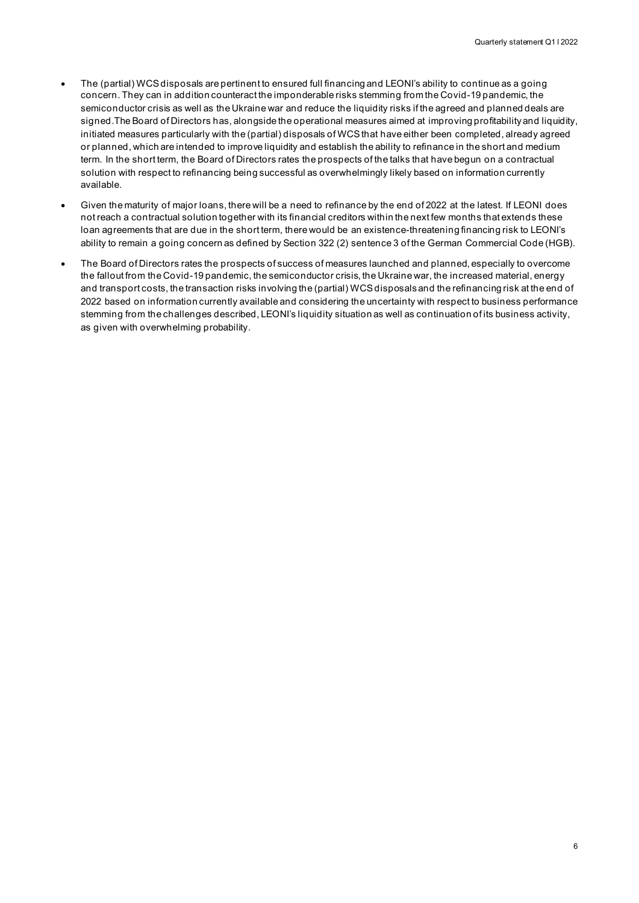- The (partial) WCS disposals are pertinent to ensured full financing and LEONI's ability to continue as a going concern. They can in addition counteract the imponderable risks stemming from the Covid-19 pandemic, the semiconductor crisis as well as the Ukraine war and reduce the liquidity risks if the agreed and planned deals are signed.The Board of Directors has, alongside the operational measures aimed at improving profitability and liquidity, initiated measures particularly with the (partial) disposals of WCS that have either been completed, already agreed or planned, which are intended to improve liquidity and establish the ability to refinance in the short and medium term. In the short term, the Board of Directors rates the prospects of the talks that have begun on a contractual solution with respect to refinancing being successful as overwhelmingly likely based on information currently available.
- Given the maturity of major loans, there will be a need to refinance by the end of 2022 at the latest. If LEONI does not reach a contractual solution together with its financial creditors within the next few months that extends these loan agreements that are due in the short term, there would be an existence-threatening financing risk to LEONI's ability to remain a going concern as defined by Section 322 (2) sentence 3 of the German Commercial Code (HGB).
- The Board of Directors rates the prospects of success of measures launched and planned, especially to overcome the fallout from the Covid-19 pandemic, the semiconductor crisis, the Ukraine war, the increased material, energy and transport costs, the transaction risks involving the (partial) WCS disposals and the refinancing risk at the end of 2022 based on information currently available and considering the uncertainty with respect to business performance stemming from the challenges described, LEONI's liquidity situation as well as continuation of its business activity, as given with overwhelming probability.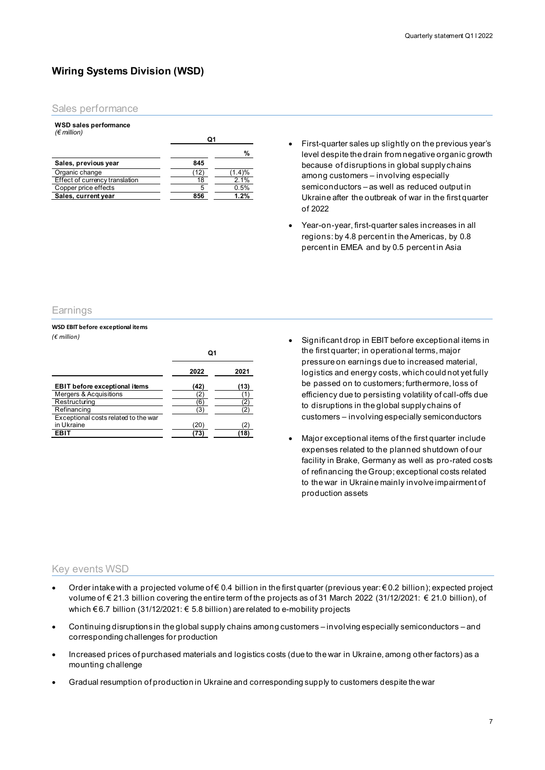## Wiring Systems Division (WSD)

### Sales performance

**WSD sales performance**
*(€ million)*

| | Q1 | |
|---|---|---|
| | | % |
| **Sales, previous year** | **845** | |
| Organic change | (12) | (1.4)% |
| Effect of currency translation | 18 | 2.1% |
| Copper price effects | 5 | 0.5% |
| **Sales, current year** | **856** | **1.2%** |

- First-quarter sales up slightly on the previous year's level despite the drain from negative organic growth because of disruptions in global supply chains among customers – involving especially semiconductors – as well as reduced output in Ukraine after the outbreak of war in the first quarter of 2022
- Year-on-year, first-quarter sales increases in all regions: by 4.8 percent in the Americas, by 0.8 percent in EMEA and by 0.5 percent in Asia

### Earnings

**WSD EBIT before exceptional items**
*(€ million)*

| | Q1 | |
|---|---|---|
| | **2022** | **2021** |
| **EBIT before exceptional items** | **(42)** | **(13)** |
| Mergers & Acquisitions | (2) | (1) |
| Restructuring | (6) | (2) |
| Refinancing | (3) | (2) |
| Exceptional costs related to the war in Ukraine | (20) | (2) |
| **EBIT** | **(73)** | **(18)** |

- Significant drop in EBIT before exceptional items in the first quarter; in operational terms, major pressure on earnings due to increased material, logistics and energy costs, which could not yet fully be passed on to customers; furthermore, loss of efficiency due to persisting volatility of call-offs due to disruptions in the global supply chains of customers – involving especially semiconductors
- Major exceptional items of the first quarter include expenses related to the planned shutdown of our facility in Brake, Germany as well as pro-rated costs of refinancing the Group; exceptional costs related to the war in Ukraine mainly involve impairment of production assets

### Key events WSD

- Order intake with a projected volume of € 0.4 billion in the first quarter (previous year: € 0.2 billion); expected project volume of € 21.3 billion covering the entire term of the projects as of 31 March 2022 (31/12/2021: € 21.0 billion), of which € 6.7 billion (31/12/2021: € 5.8 billion) are related to e-mobility projects
- Continuing disruptions in the global supply chains among customers – involving especially semiconductors – and corresponding challenges for production
- Increased prices of purchased materials and logistics costs (due to the war in Ukraine, among other factors) as a mounting challenge
- Gradual resumption of production in Ukraine and corresponding supply to customers despite the war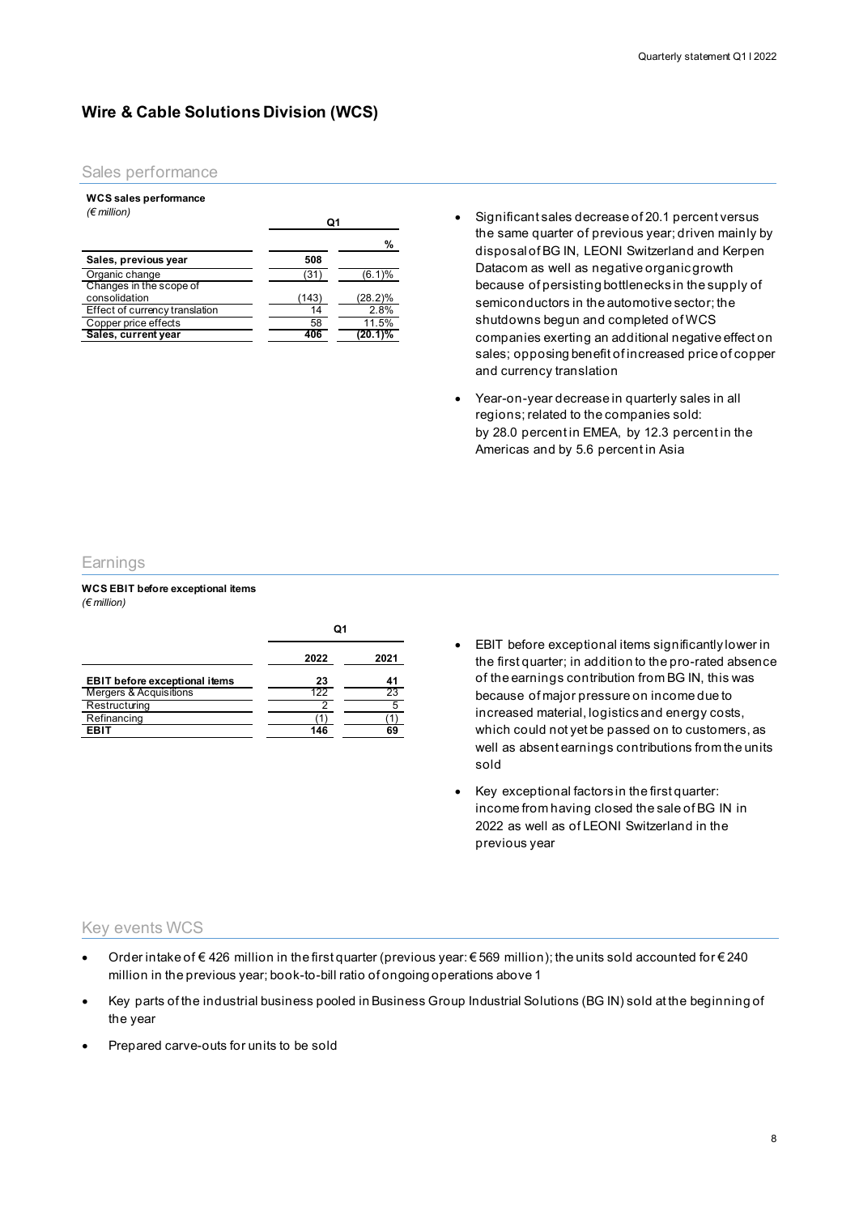## Wire & Cable Solutions Division (WCS)

### Sales performance

**WCS sales performance**
*(€ million)*

| | Q1 | |
|---|---|---|
| | | % |
| **Sales, previous year** | **508** | |
| Organic change | (31) | (6.1)% |
| Changes in the scope of consolidation | (143) | (28.2)% |
| Effect of currency translation | 14 | 2.8% |
| Copper price effects | 58 | 11.5% |
| **Sales, current year** | **406** | **(20.1)%** |

- Significant sales decrease of 20.1 percent versus the same quarter of previous year; driven mainly by disposal of BG IN, LEONI Switzerland and Kerpen Datacom as well as negative organic growth because of persisting bottlenecks in the supply of semiconductors in the automotive sector; the shutdowns begun and completed of WCS companies exerting an additional negative effect on sales; opposing benefit of increased price of copper and currency translation
- Year-on-year decrease in quarterly sales in all regions; related to the companies sold: by 28.0 percent in EMEA, by 12.3 percent in the Americas and by 5.6 percent in Asia

### Earnings

**WCS EBIT before exceptional items**
*(€ million)*

| | Q1 | |
|---|---|---|
| | 2022 | 2021 |
| **EBIT before exceptional items** | **23** | **41** |
| Mergers & Acquisitions | 122 | 23 |
| Restructuring | 2 | 5 |
| Refinancing | (1) | (1) |
| **EBIT** | **146** | **69** |

- EBIT before exceptional items significantly lower in the first quarter; in addition to the pro-rated absence of the earnings contribution from BG IN, this was because of major pressure on income due to increased material, logistics and energy costs, which could not yet be passed on to customers, as well as absent earnings contributions from the units sold
- Key exceptional factors in the first quarter: income from having closed the sale of BG IN in 2022 as well as of LEONI Switzerland in the previous year

### Key events WCS

- Order intake of € 426 million in the first quarter (previous year: € 569 million); the units sold accounted for € 240 million in the previous year; book-to-bill ratio of ongoing operations above 1
- Key parts of the industrial business pooled in Business Group Industrial Solutions (BG IN) sold at the beginning of the year
- Prepared carve-outs for units to be sold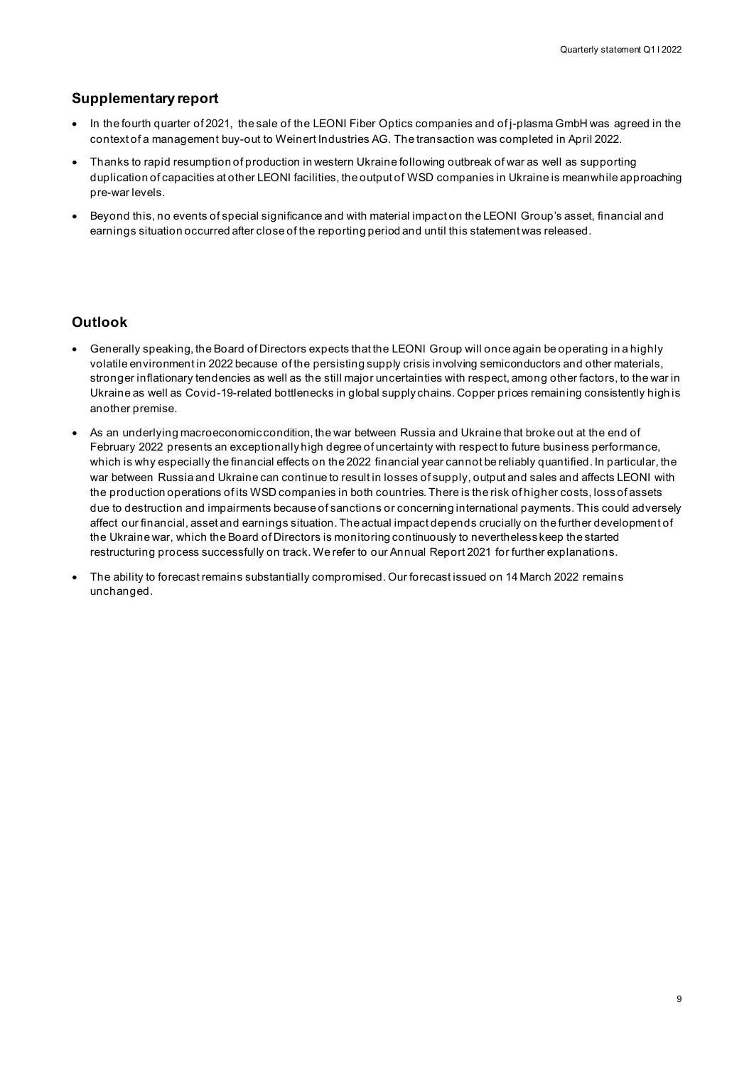## Supplementary report

- In the fourth quarter of 2021, the sale of the LEONI Fiber Optics companies and of j-plasma GmbH was agreed in the context of a management buy-out to Weinert Industries AG. The transaction was completed in April 2022.
- Thanks to rapid resumption of production in western Ukraine following outbreak of war as well as supporting duplication of capacities at other LEONI facilities, the output of WSD companies in Ukraine is meanwhile approaching pre-war levels.
- Beyond this, no events of special significance and with material impact on the LEONI Group's asset, financial and earnings situation occurred after close of the reporting period and until this statement was released.

## Outlook

- Generally speaking, the Board of Directors expects that the LEONI Group will once again be operating in a highly volatile environment in 2022 because of the persisting supply crisis involving semiconductors and other materials, stronger inflationary tendencies as well as the still major uncertainties with respect, among other factors, to the war in Ukraine as well as Covid-19-related bottlenecks in global supply chains. Copper prices remaining consistently high is another premise.
- As an underlying macroeconomic condition, the war between Russia and Ukraine that broke out at the end of February 2022 presents an exceptionally high degree of uncertainty with respect to future business performance, which is why especially the financial effects on the 2022 financial year cannot be reliably quantified. In particular, the war between Russia and Ukraine can continue to result in losses of supply, output and sales and affects LEONI with the production operations of its WSD companies in both countries. There is the risk of higher costs, loss of assets due to destruction and impairments because of sanctions or concerning international payments. This could adversely affect our financial, asset and earnings situation. The actual impact depends crucially on the further development of the Ukraine war, which the Board of Directors is monitoring continuously to nevertheless keep the started restructuring process successfully on track. We refer to our Annual Report 2021 for further explanations.
- The ability to forecast remains substantially compromised. Our forecast issued on 14 March 2022 remains unchanged.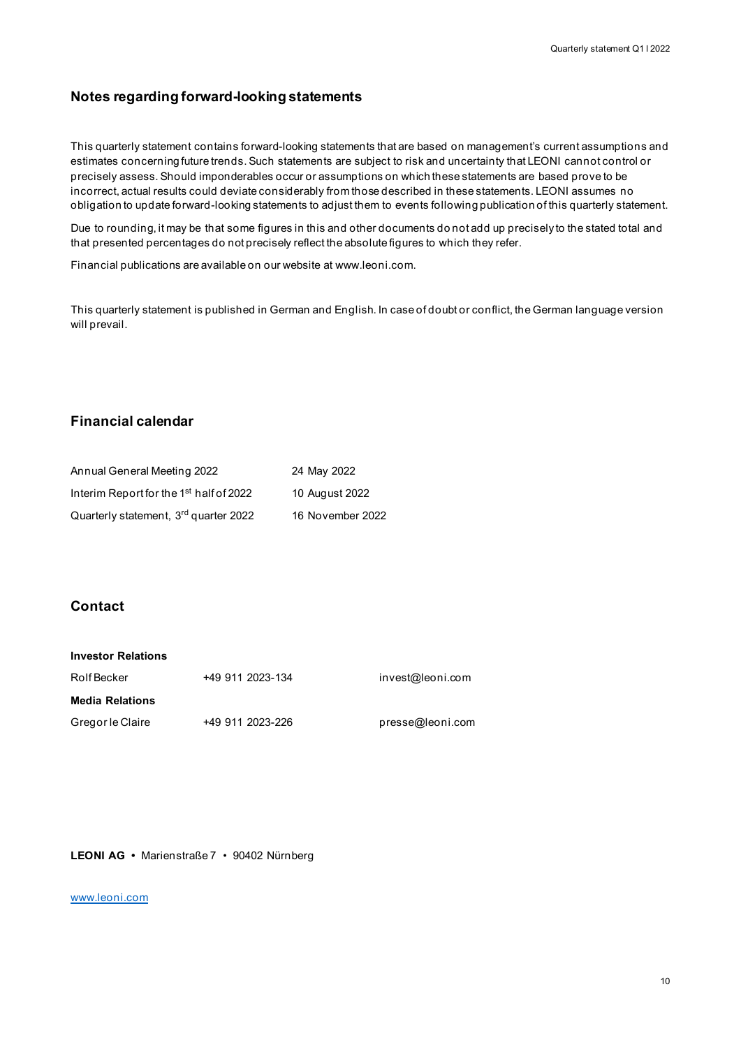## Notes regarding forward-looking statements

This quarterly statement contains forward-looking statements that are based on management's current assumptions and estimates concerning future trends. Such statements are subject to risk and uncertainty that LEONI cannot control or precisely assess. Should imponderables occur or assumptions on which these statements are based prove to be incorrect, actual results could deviate considerably from those described in these statements. LEONI assumes no obligation to update forward-looking statements to adjust them to events following publication of this quarterly statement.

Due to rounding, it may be that some figures in this and other documents do not add up precisely to the stated total and that presented percentages do not precisely reflect the absolute figures to which they refer.

Financial publications are available on our website at www.leoni.com.

This quarterly statement is published in German and English. In case of doubt or conflict, the German language version will prevail.

## Financial calendar

| | |
|---|---|
| Annual General Meeting 2022 | 24 May 2022 |
| Interim Report for the 1st half of 2022 | 10 August 2022 |
| Quarterly statement, 3rd quarter 2022 | 16 November 2022 |

## Contact

| | | |
|---|---|---|
| **Investor Relations** | | |
| Rolf Becker | +49 911 2023-134 | invest@leoni.com |
| **Media Relations** | | |
| Gregor le Claire | +49 911 2023-226 | presse@leoni.com |

**LEONI AG** • Marienstraße 7 • 90402 Nürnberg

www.leoni.com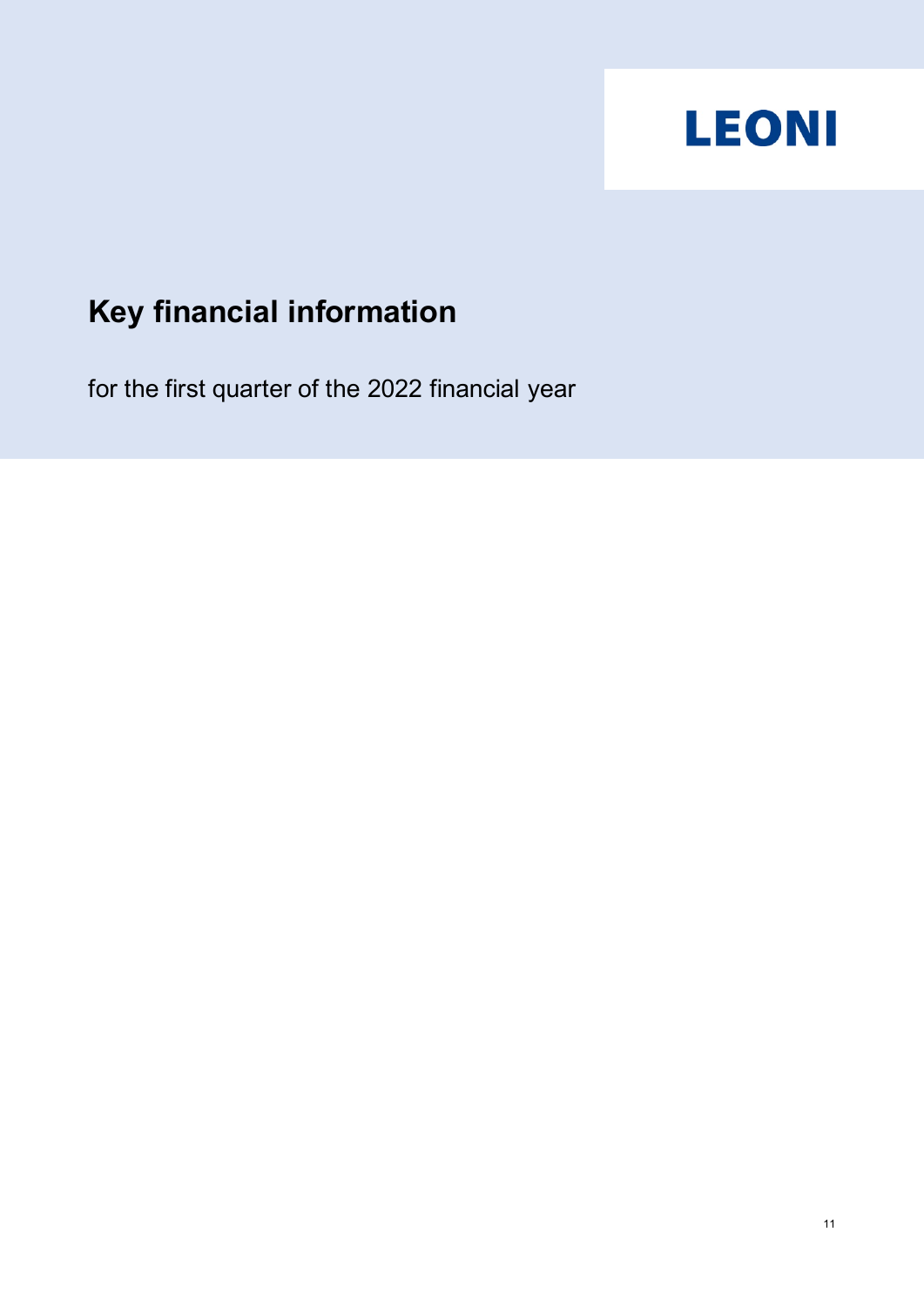LEONI

# Key financial information

for the first quarter of the 2022 financial year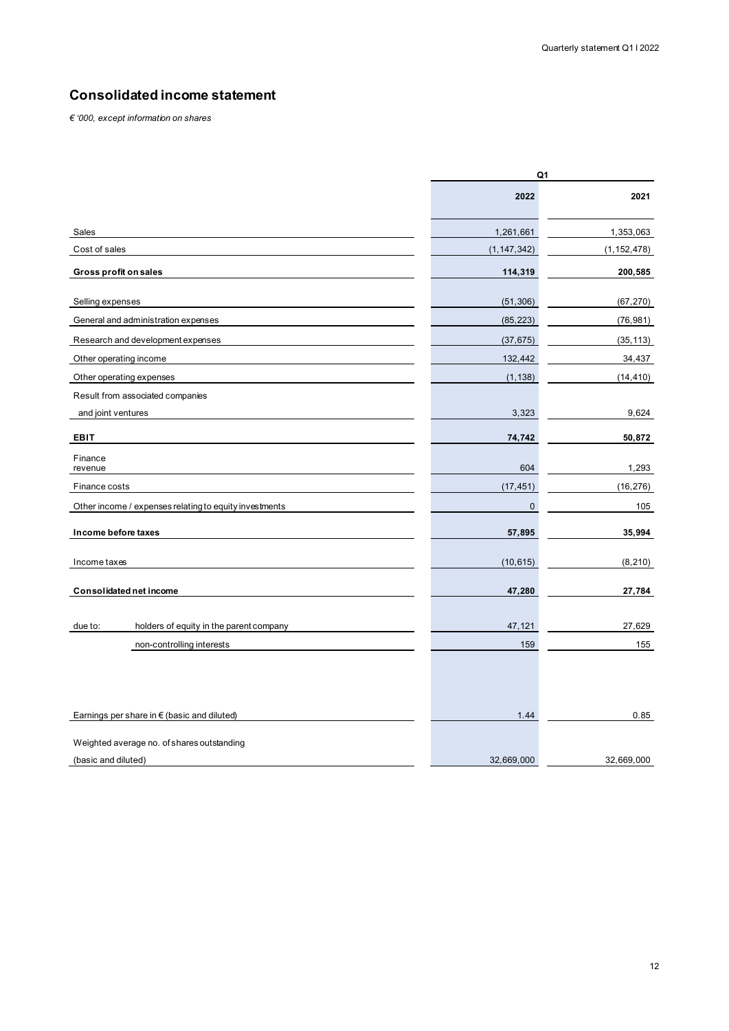# Consolidated income statement

*€ '000, except information on shares*

| | Q1 | |
|---|---|---|
| | **2022** | **2021** |
| Sales | 1,261,661 | 1,353,063 |
| Cost of sales | (1,147,342) | (1,152,478) |
| **Gross profit on sales** | **114,319** | **200,585** |
| Selling expenses | (51,306) | (67,270) |
| General and administration expenses | (85,223) | (76,981) |
| Research and development expenses | (37,675) | (35,113) |
| Other operating income | 132,442 | 34,437 |
| Other operating expenses | (1,138) | (14,410) |
| Result from associated companies and joint ventures | 3,323 | 9,624 |
| **EBIT** | **74,742** | **50,872** |
| Finance revenue | 604 | 1,293 |
| Finance costs | (17,451) | (16,276) |
| Other income / expenses relating to equity investments | 0 | 105 |
| **Income before taxes** | **57,895** | **35,994** |
| Income taxes | (10,615) | (8,210) |
| **Consolidated net income** | **47,280** | **27,784** |
| due to: holders of equity in the parent company | 47,121 | 27,629 |
| non-controlling interests | 159 | 155 |
| Earnings per share in € (basic and diluted) | 1.44 | 0.85 |
| Weighted average no. of shares outstanding (basic and diluted) | 32,669,000 | 32,669,000 |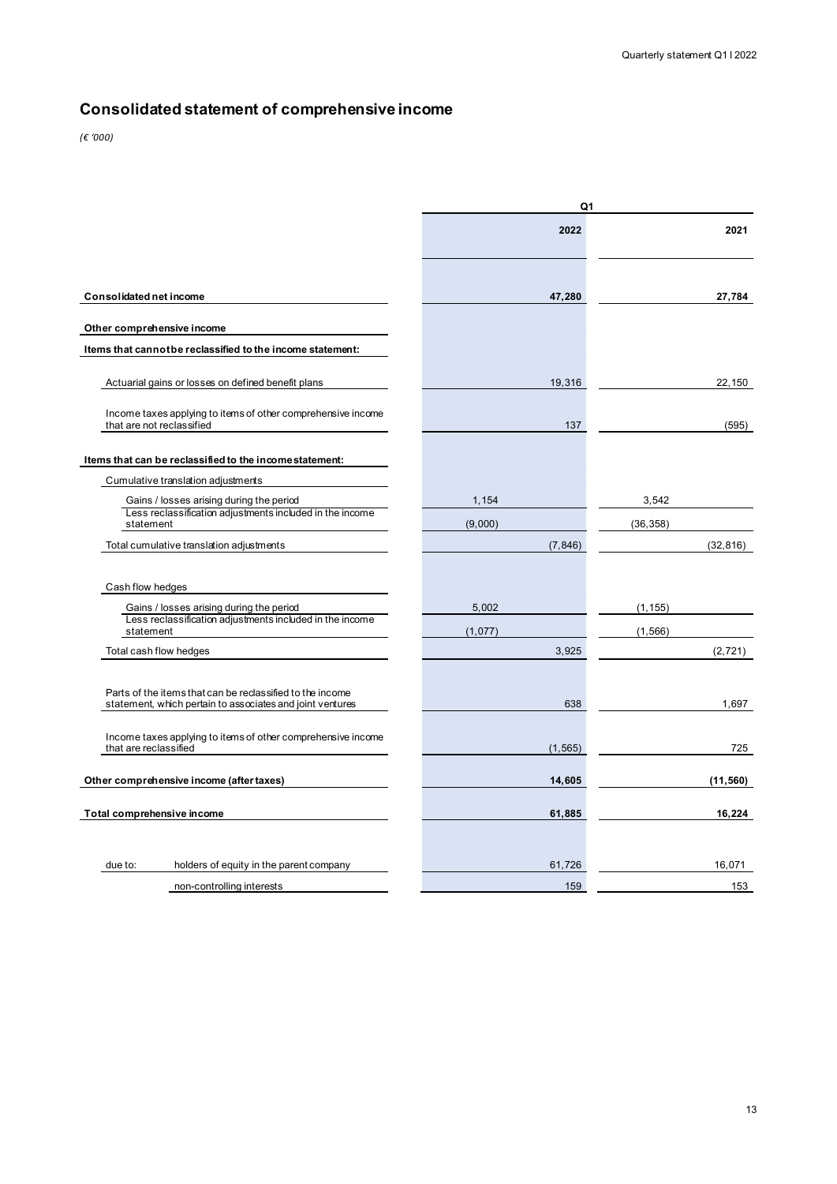# Consolidated statement of comprehensive income

*(€ '000)*

| | Q1 | | | |
|---|---|---|---|---|
| | | 2022 | | 2021 |
| **Consolidated net income** | | **47,280** | | **27,784** |
| **Other comprehensive income** | | | | |
| **Items that cannot be reclassified to the income statement:** | | | | |
| Actuarial gains or losses on defined benefit plans | | 19,316 | | 22,150 |
| Income taxes applying to items of other comprehensive income that are not reclassified | | 137 | | (595) |
| **Items that can be reclassified to the income statement:** | | | | |
| Cumulative translation adjustments | | | | |
| Gains / losses arising during the period | 1,154 | | 3,542 | |
| Less reclassification adjustments included in the income statement | (9,000) | | (36,358) | |
| Total cumulative translation adjustments | | (7,846) | | (32,816) |
| Cash flow hedges | | | | |
| Gains / losses arising during the period | 5,002 | | (1,155) | |
| Less reclassification adjustments included in the income statement | (1,077) | | (1,566) | |
| Total cash flow hedges | | 3,925 | | (2,721) |
| Parts of the items that can be reclassified to the income statement, which pertain to associates and joint ventures | | 638 | | 1,697 |
| Income taxes applying to items of other comprehensive income that are reclassified | | (1,565) | | 725 |
| **Other comprehensive income (after taxes)** | | **14,605** | | **(11,560)** |
| **Total comprehensive income** | | **61,885** | | **16,224** |
| due to: holders of equity in the parent company | | 61,726 | | 16,071 |
| non-controlling interests | | 159 | | 153 |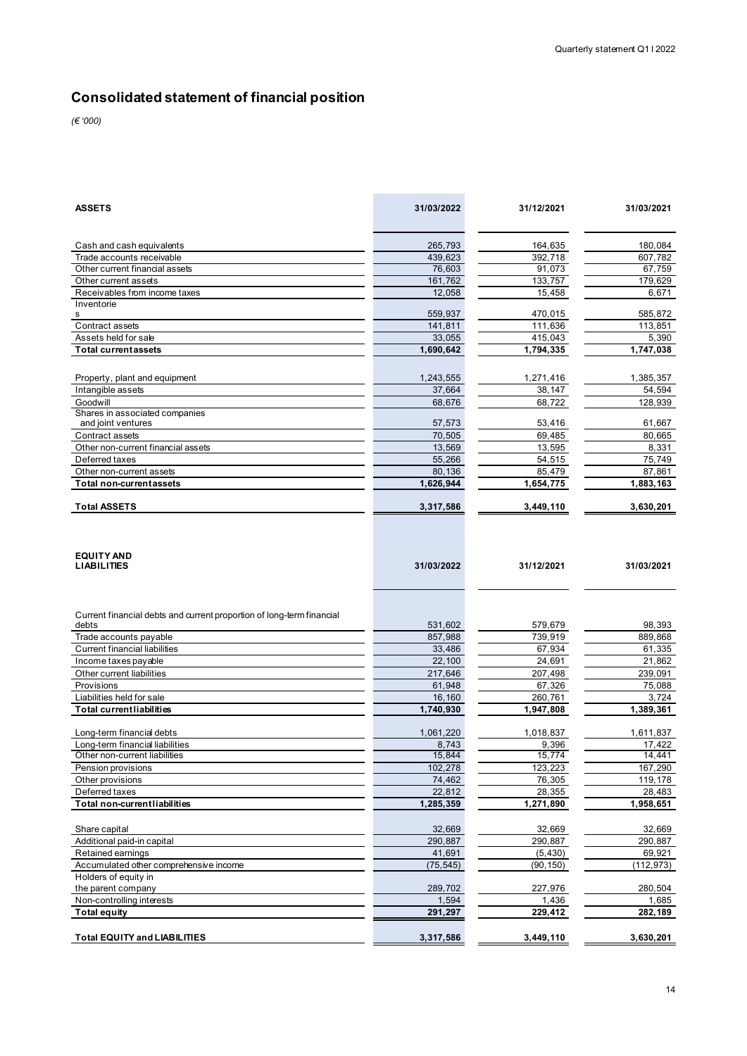# Consolidated statement of financial position

*(€ '000)*

| ASSETS | 31/03/2022 | 31/12/2021 | 31/03/2021 |
|---|---|---|---|
| Cash and cash equivalents | 265,793 | 164,635 | 180,084 |
| Trade accounts receivable | 439,623 | 392,718 | 607,782 |
| Other current financial assets | 76,603 | 91,073 | 67,759 |
| Other current assets | 161,762 | 133,757 | 179,629 |
| Receivables from income taxes | 12,058 | 15,458 | 6,671 |
| Inventories | 559,937 | 470,015 | 585,872 |
| Contract assets | 141,811 | 111,636 | 113,851 |
| Assets held for sale | 33,055 | 415,043 | 5,390 |
| **Total current assets** | **1,690,642** | **1,794,335** | **1,747,038** |
| Property, plant and equipment | 1,243,555 | 1,271,416 | 1,385,357 |
| Intangible assets | 37,664 | 38,147 | 54,594 |
| Goodwill | 68,676 | 68,722 | 128,939 |
| Shares in associated companies and joint ventures | 57,573 | 53,416 | 61,667 |
| Contract assets | 70,505 | 69,485 | 80,665 |
| Other non-current financial assets | 13,569 | 13,595 | 8,331 |
| Deferred taxes | 55,266 | 54,515 | 75,749 |
| Other non-current assets | 80,136 | 85,479 | 87,861 |
| **Total non-current assets** | **1,626,944** | **1,654,775** | **1,883,163** |
| **Total ASSETS** | **3,317,586** | **3,449,110** | **3,630,201** |

| EQUITY AND LIABILITIES | 31/03/2022 | 31/12/2021 | 31/03/2021 |
|---|---|---|---|
| Current financial debts and current proportion of long-term financial debts | 531,602 | 579,679 | 98,393 |
| Trade accounts payable | 857,988 | 739,919 | 889,868 |
| Current financial liabilities | 33,486 | 67,934 | 61,335 |
| Income taxes payable | 22,100 | 24,691 | 21,862 |
| Other current liabilities | 217,646 | 207,498 | 239,091 |
| Provisions | 61,948 | 67,326 | 75,088 |
| Liabilities held for sale | 16,160 | 260,761 | 3,724 |
| **Total current liabilities** | **1,740,930** | **1,947,808** | **1,389,361** |
| Long-term financial debts | 1,061,220 | 1,018,837 | 1,611,837 |
| Long-term financial liabilities | 8,743 | 9,396 | 17,422 |
| Other non-current liabilities | 15,844 | 15,774 | 14,441 |
| Pension provisions | 102,278 | 123,223 | 167,290 |
| Other provisions | 74,462 | 76,305 | 119,178 |
| Deferred taxes | 22,812 | 28,355 | 28,483 |
| **Total non-current liabilities** | **1,285,359** | **1,271,890** | **1,958,651** |
| Share capital | 32,669 | 32,669 | 32,669 |
| Additional paid-in capital | 290,887 | 290,887 | 290,887 |
| Retained earnings | 41,691 | (5,430) | 69,921 |
| Accumulated other comprehensive income | (75,545) | (90,150) | (112,973) |
| Holders of equity in the parent company | 289,702 | 227,976 | 280,504 |
| Non-controlling interests | 1,594 | 1,436 | 1,685 |
| **Total equity** | **291,297** | **229,412** | **282,189** |
| **Total EQUITY and LIABILITIES** | **3,317,586** | **3,449,110** | **3,630,201** |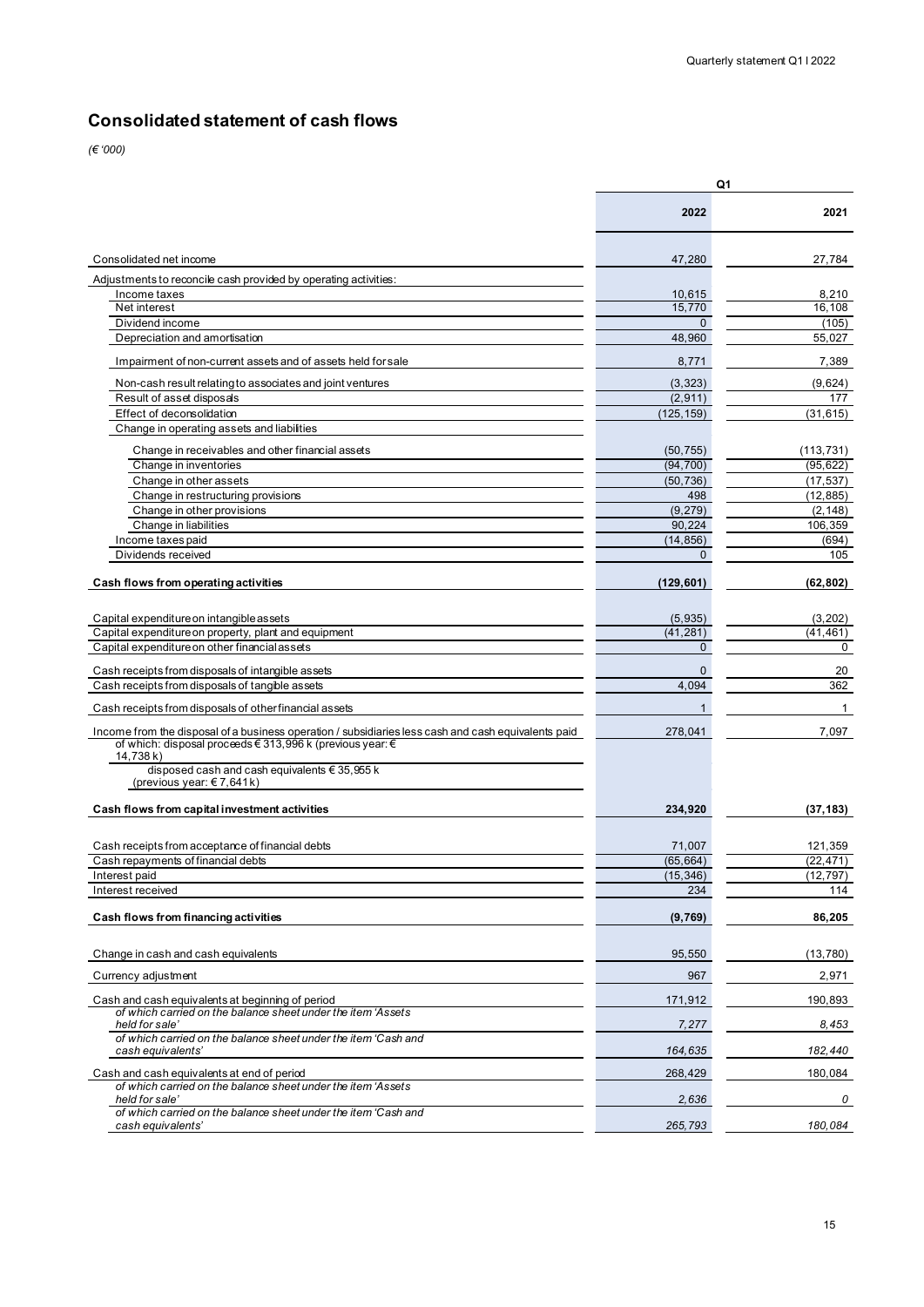## Consolidated statement of cash flows

*(€ '000)*

| | Q1 | |
|---|---|---|
| | **2022** | **2021** |
| Consolidated net income | 47,280 | 27,784 |
| Adjustments to reconcile cash provided by operating activities: | | |
| Income taxes | 10,615 | 8,210 |
| Net interest | 15,770 | 16,108 |
| Dividend income | 0 | (105) |
| Depreciation and amortisation | 48,960 | 55,027 |
| Impairment of non-current assets and of assets held for sale | 8,771 | 7,389 |
| Non-cash result relating to associates and joint ventures | (3,323) | (9,624) |
| Result of asset disposals | (2,911) | 177 |
| Effect of deconsolidation | (125,159) | (31,615) |
| Change in operating assets and liabilities | | |
| Change in receivables and other financial assets | (50,755) | (113,731) |
| Change in inventories | (94,700) | (95,622) |
| Change in other assets | (50,736) | (17,537) |
| Change in restructuring provisions | 498 | (12,885) |
| Change in other provisions | (9,279) | (2,148) |
| Change in liabilities | 90,224 | 106,359 |
| Income taxes paid | (14,856) | (694) |
| Dividends received | 0 | 105 |
| **Cash flows from operating activities** | **(129,601)** | **(62,802)** |
| Capital expenditure on intangible assets | (5,935) | (3,202) |
| Capital expenditure on property, plant and equipment | (41,281) | (41,461) |
| Capital expenditure on other financial assets | 0 | 0 |
| Cash receipts from disposals of intangible assets | 0 | 20 |
| Cash receipts from disposals of tangible assets | 4,094 | 362 |
| Cash receipts from disposals of other financial assets | 1 | 1 |
| Income from the disposal of a business operation / subsidiaries less cash and cash equivalents paid | 278,041 | 7,097 |
| of which: disposal proceeds € 313,996 k (previous year: € 14,738 k) | | |
| disposed cash and cash equivalents € 35,955 k (previous year: € 7,641 k) | | |
| **Cash flows from capital investment activities** | **234,920** | **(37,183)** |
| Cash receipts from acceptance of financial debts | 71,007 | 121,359 |
| Cash repayments of financial debts | (65,664) | (22,471) |
| Interest paid | (15,346) | (12,797) |
| Interest received | 234 | 114 |
| **Cash flows from financing activities** | **(9,769)** | **86,205** |
| Change in cash and cash equivalents | 95,550 | (13,780) |
| Currency adjustment | 967 | 2,971 |
| Cash and cash equivalents at beginning of period | 171,912 | 190,893 |
| *of which carried on the balance sheet under the item 'Assets held for sale'* | *7,277* | *8,453* |
| *of which carried on the balance sheet under the item 'Cash and cash equivalents'* | *164,635* | *182,440* |
| Cash and cash equivalents at end of period | 268,429 | 180,084 |
| *of which carried on the balance sheet under the item 'Assets held for sale'* | *2,636* | *0* |
| *of which carried on the balance sheet under the item 'Cash and cash equivalents'* | *265,793* | *180,084* |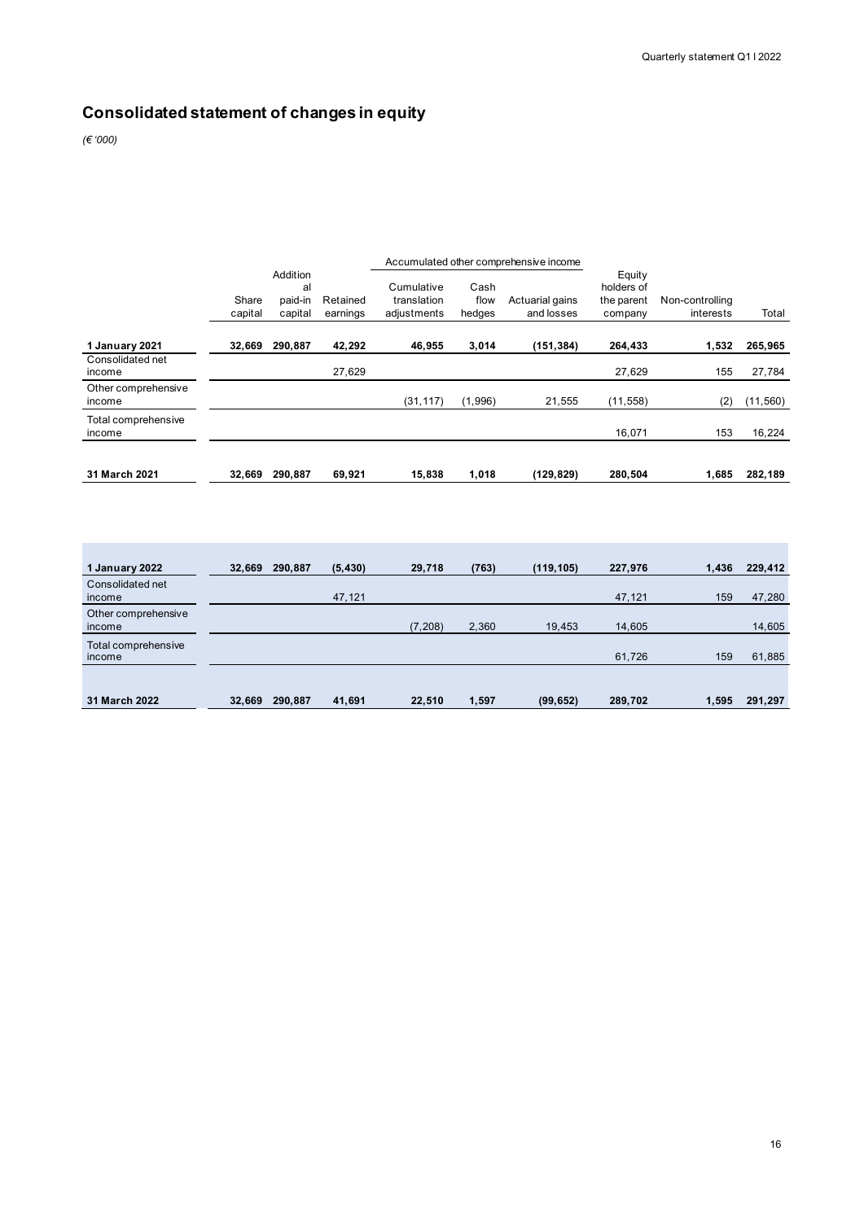## Consolidated statement of changes in equity

*(€ '000)*

| | Share capital | Additional paid-in capital | Retained earnings | Accumulated other comprehensive income: Cumulative translation adjustments | Cash flow hedges | Actuarial gains and losses | Equity holders of the parent company | Non-controlling interests | Total |
|---|---|---|---|---|---|---|---|---|---|
| **1 January 2021** | **32,669** | **290,887** | **42,292** | **46,955** | **3,014** | **(151,384)** | **264,433** | **1,532** | **265,965** |
| Consolidated net income | | | 27,629 | | | | 27,629 | 155 | 27,784 |
| Other comprehensive income | | | | (31,117) | (1,996) | 21,555 | (11,558) | (2) | (11,560) |
| Total comprehensive income | | | | | | | 16,071 | 153 | 16,224 |
| **31 March 2021** | **32,669** | **290,887** | **69,921** | **15,838** | **1,018** | **(129,829)** | **280,504** | **1,685** | **282,189** |
| | | | | | | | | | |
| **1 January 2022** | **32,669** | **290,887** | **(5,430)** | **29,718** | **(763)** | **(119,105)** | **227,976** | **1,436** | **229,412** |
| Consolidated net income | | | 47,121 | | | | 47,121 | 159 | 47,280 |
| Other comprehensive income | | | | (7,208) | 2,360 | 19,453 | 14,605 | | 14,605 |
| Total comprehensive income | | | | | | | 61,726 | 159 | 61,885 |
| **31 March 2022** | **32,669** | **290,887** | **41,691** | **22,510** | **1,597** | **(99,652)** | **289,702** | **1,595** | **291,297** |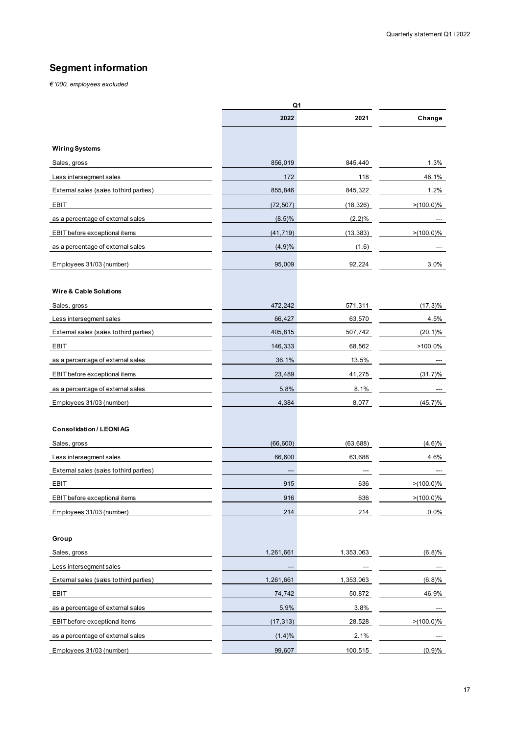## Segment information

*€ '000, employees excluded*

| | Q1 | | |
|---|---|---|---|
| | **2022** | **2021** | **Change** |
| **Wiring Systems** | | | |
| Sales, gross | 856,019 | 845,440 | 1.3% |
| Less intersegment sales | 172 | 118 | 46.1% |
| External sales (sales to third parties) | 855,846 | 845,322 | 1.2% |
| EBIT | (72,507) | (18,326) | >(100.0)% |
| as a percentage of external sales | (8.5)% | (2.2)% | --- |
| EBIT before exceptional items | (41,719) | (13,383) | >(100.0)% |
| as a percentage of external sales | (4.9)% | (1.6) | --- |
| Employees 31/03 (number) | 95,009 | 92,224 | 3.0% |
| **Wire & Cable Solutions** | | | |
| Sales, gross | 472,242 | 571,311 | (17.3)% |
| Less intersegment sales | 66,427 | 63,570 | 4.5% |
| External sales (sales to third parties) | 405,815 | 507,742 | (20.1)% |
| EBIT | 146,333 | 68,562 | >100.0% |
| as a percentage of external sales | 36.1% | 13.5% | --- |
| EBIT before exceptional items | 23,489 | 41,275 | (31.7)% |
| as a percentage of external sales | 5.8% | 8.1% | --- |
| Employees 31/03 (number) | 4,384 | 8,077 | (45.7)% |
| **Consolidation / LEONI AG** | | | |
| Sales, gross | (66,600) | (63,688) | (4.6)% |
| Less intersegment sales | 66,600 | 63,688 | 4.6% |
| External sales (sales to third parties) | --- | --- | --- |
| EBIT | 915 | 636 | >(100.0)% |
| EBIT before exceptional items | 916 | 636 | >(100.0)% |
| Employees 31/03 (number) | 214 | 214 | 0.0% |
| **Group** | | | |
| Sales, gross | 1,261,661 | 1,353,063 | (6.8)% |
| Less intersegment sales | --- | --- | --- |
| External sales (sales to third parties) | 1,261,661 | 1,353,063 | (6.8)% |
| EBIT | 74,742 | 50,872 | 46.9% |
| as a percentage of external sales | 5.9% | 3.8% | --- |
| EBIT before exceptional items | (17,313) | 28,528 | >(100.0)% |
| as a percentage of external sales | (1.4)% | 2.1% | --- |
| Employees 31/03 (number) | 99,607 | 100,515 | (0.9)% |